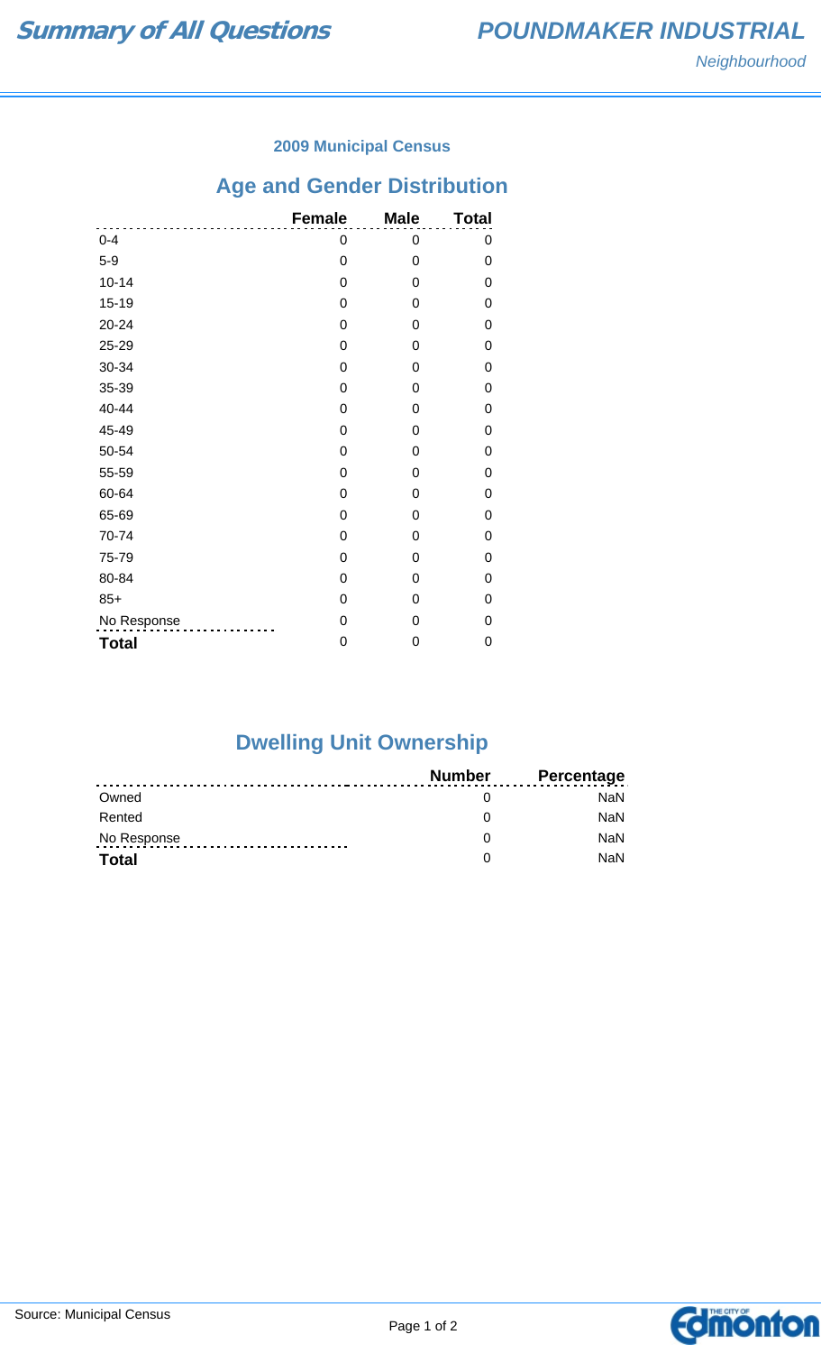# Summary of All Questions

## POUNDMAKER INDUSTRIAL

*Neighbourhood*

### 2009 Municipal Census

## Age and Gender Distribution

| | Female | Male | Total |
|---|---|---|---|
| 0-4 | 0 | 0 | 0 |
| 5-9 | 0 | 0 | 0 |
| 10-14 | 0 | 0 | 0 |
| 15-19 | 0 | 0 | 0 |
| 20-24 | 0 | 0 | 0 |
| 25-29 | 0 | 0 | 0 |
| 30-34 | 0 | 0 | 0 |
| 35-39 | 0 | 0 | 0 |
| 40-44 | 0 | 0 | 0 |
| 45-49 | 0 | 0 | 0 |
| 50-54 | 0 | 0 | 0 |
| 55-59 | 0 | 0 | 0 |
| 60-64 | 0 | 0 | 0 |
| 65-69 | 0 | 0 | 0 |
| 70-74 | 0 | 0 | 0 |
| 75-79 | 0 | 0 | 0 |
| 80-84 | 0 | 0 | 0 |
| 85+ | 0 | 0 | 0 |
| No Response | 0 | 0 | 0 |
| **Total** | 0 | 0 | 0 |

## Dwelling Unit Ownership

| | Number | Percentage |
|---|---|---|
| Owned | 0 | NaN |
| Rented | 0 | NaN |
| No Response | 0 | NaN |
| **Total** | 0 | NaN |

Source: Municipal Census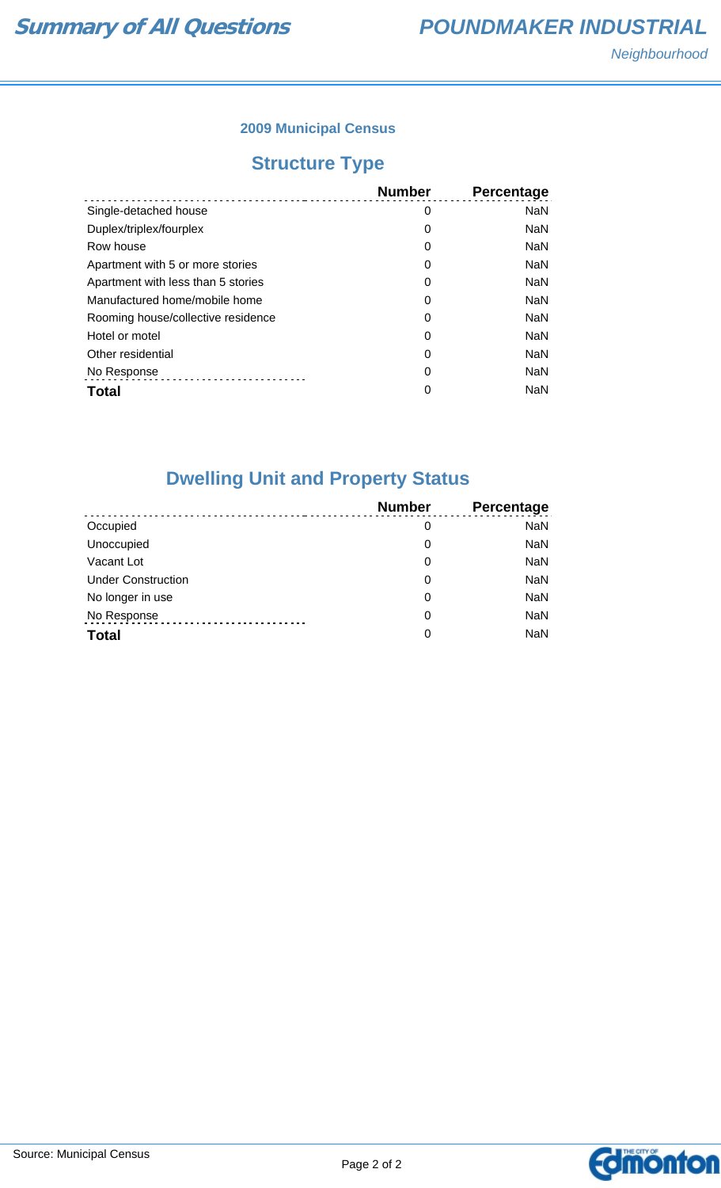# Summary of All Questions

## POUNDMAKER INDUSTRIAL

*Neighbourhood*

### 2009 Municipal Census

## Structure Type

| | Number | Percentage |
|---|---|---|
| Single-detached house | 0 | NaN |
| Duplex/triplex/fourplex | 0 | NaN |
| Row house | 0 | NaN |
| Apartment with 5 or more stories | 0 | NaN |
| Apartment with less than 5 stories | 0 | NaN |
| Manufactured home/mobile home | 0 | NaN |
| Rooming house/collective residence | 0 | NaN |
| Hotel or motel | 0 | NaN |
| Other residential | 0 | NaN |
| No Response | 0 | NaN |
| **Total** | 0 | NaN |

## Dwelling Unit and Property Status

| | Number | Percentage |
|---|---|---|
| Occupied | 0 | NaN |
| Unoccupied | 0 | NaN |
| Vacant Lot | 0 | NaN |
| Under Construction | 0 | NaN |
| No longer in use | 0 | NaN |
| No Response | 0 | NaN |
| **Total** | 0 | NaN |

Source: Municipal Census